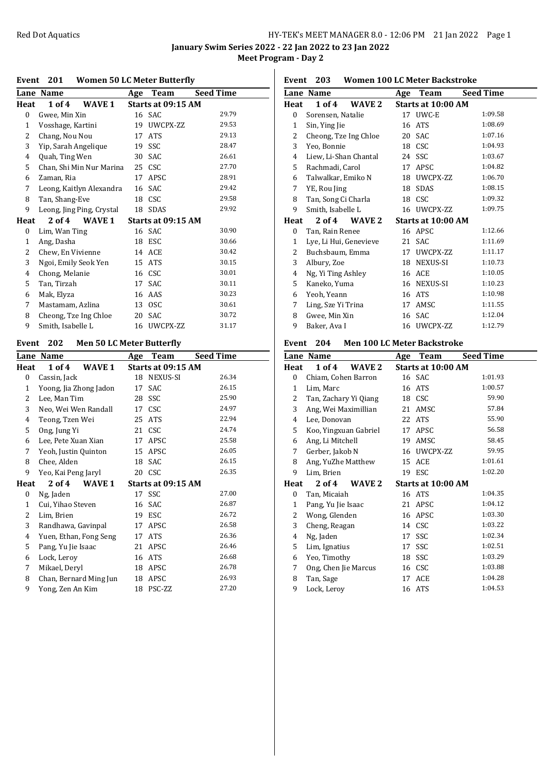**January Swim Series 2022 - 22 Jan 2022 to 23 Jan 2022**

**Meet Program - Day 2**

## Event 201 Women 50 LC Meter Butterfly

| Lane | Name | Age | Team | Seed Time |
|---|---|---|---|---|
| **Heat 1 of 4 WAVE 1** | | **Starts at 09:15 AM** | | |
| 0 | Gwee, Min Xin | 16 | SAC | 29.79 |
| 1 | Vosshage, Kartini | 19 | UWCPX-ZZ | 29.53 |
| 2 | Chang, Nou Nou | 17 | ATS | 29.13 |
| 3 | Yip, Sarah Angelique | 19 | SSC | 28.47 |
| 4 | Quah, Ting Wen | 30 | SAC | 26.61 |
| 5 | Chan, Shi Min Nur Marina | 25 | CSC | 27.70 |
| 6 | Zaman, Ria | 17 | APSC | 28.91 |
| 7 | Leong, Kaitlyn Alexandra | 16 | SAC | 29.42 |
| 8 | Tan, Shang-Eve | 18 | CSC | 29.58 |
| 9 | Leong, Jing Ping, Crystal | 18 | SDAS | 29.92 |
| **Heat 2 of 4 WAVE 1** | | **Starts at 09:15 AM** | | |
| 0 | Lim, Wan Ting | 16 | SAC | 30.90 |
| 1 | Ang, Dasha | 18 | ESC | 30.66 |
| 2 | Chew, En Vivienne | 14 | ACE | 30.42 |
| 3 | Ngoi, Emily Seok Yen | 15 | ATS | 30.15 |
| 4 | Chong, Melanie | 16 | CSC | 30.01 |
| 5 | Tan, Tirzah | 17 | SAC | 30.11 |
| 6 | Mak, Elyza | 16 | AAS | 30.23 |
| 7 | Mastamam, Azlina | 13 | OSC | 30.61 |
| 8 | Cheong, Tze Ing Chloe | 20 | SAC | 30.72 |
| 9 | Smith, Isabelle L | 16 | UWCPX-ZZ | 31.17 |

## Event 202 Men 50 LC Meter Butterfly

| Lane | Name | Age | Team | Seed Time |
|---|---|---|---|---|
| **Heat 1 of 4 WAVE 1** | | **Starts at 09:15 AM** | | |
| 0 | Cassin, Jack | 18 | NEXUS-SI | 26.34 |
| 1 | Yoong, Jia Zhong Jadon | 17 | SAC | 26.15 |
| 2 | Lee, Man Tim | 28 | SSC | 25.90 |
| 3 | Neo, Wei Wen Randall | 17 | CSC | 24.97 |
| 4 | Teong, Tzen Wei | 25 | ATS | 22.94 |
| 5 | Ong, Jung Yi | 21 | CSC | 24.74 |
| 6 | Lee, Pete Xuan Xian | 17 | APSC | 25.58 |
| 7 | Yeoh, Justin Quinton | 15 | APSC | 26.05 |
| 8 | Chee, Alden | 18 | SAC | 26.15 |
| 9 | Yeo, Kai Peng Jaryl | 20 | CSC | 26.35 |
| **Heat 2 of 4 WAVE 1** | | **Starts at 09:15 AM** | | |
| 0 | Ng, Jaden | 17 | SSC | 27.00 |
| 1 | Cui, Yihao Steven | 16 | SAC | 26.87 |
| 2 | Lim, Brien | 19 | ESC | 26.72 |
| 3 | Randhawa, Gavinpal | 17 | APSC | 26.58 |
| 4 | Yuen, Ethan, Fong Seng | 17 | ATS | 26.36 |
| 5 | Pang, Yu Jie Isaac | 21 | APSC | 26.46 |
| 6 | Lock, Leroy | 16 | ATS | 26.68 |
| 7 | Mikael, Deryl | 18 | APSC | 26.78 |
| 8 | Chan, Bernard Ming Jun | 18 | APSC | 26.93 |
| 9 | Yong, Zen An Kim | 18 | PSC-ZZ | 27.20 |

## Event 203 Women 100 LC Meter Backstroke

| Lane | Name | Age | Team | Seed Time |
|---|---|---|---|---|
| **Heat 1 of 4 WAVE 2** | | **Starts at 10:00 AM** | | |
| 0 | Sorensen, Natalie | 17 | UWC-E | 1:09.58 |
| 1 | Sin, Ying Jie | 16 | ATS | 1:08.69 |
| 2 | Cheong, Tze Ing Chloe | 20 | SAC | 1:07.16 |
| 3 | Yeo, Bonnie | 18 | CSC | 1:04.93 |
| 4 | Liew, Li-Shan Chantal | 24 | SSC | 1:03.67 |
| 5 | Rachmadi, Carol | 17 | APSC | 1:04.82 |
| 6 | Talwalkar, Emiko N | 18 | UWCPX-ZZ | 1:06.70 |
| 7 | YE, Rou Jing | 18 | SDAS | 1:08.15 |
| 8 | Tan, Song Ci Charla | 18 | CSC | 1:09.32 |
| 9 | Smith, Isabelle L | 16 | UWCPX-ZZ | 1:09.75 |
| **Heat 2 of 4 WAVE 2** | | **Starts at 10:00 AM** | | |
| 0 | Tan, Rain Renee | 16 | APSC | 1:12.66 |
| 1 | Lye, Li Hui, Genevieve | 21 | SAC | 1:11.69 |
| 2 | Buchsbaum, Emma | 17 | UWCPX-ZZ | 1:11.17 |
| 3 | Albury, Zoe | 18 | NEXUS-SI | 1:10.73 |
| 4 | Ng, Yi Ting Ashley | 16 | ACE | 1:10.05 |
| 5 | Kaneko, Yuma | 16 | NEXUS-SI | 1:10.23 |
| 6 | Yeoh, Yeann | 16 | ATS | 1:10.98 |
| 7 | Ling, Sze Yi Trina | 17 | AMSC | 1:11.55 |
| 8 | Gwee, Min Xin | 16 | SAC | 1:12.04 |
| 9 | Baker, Ava I | 16 | UWCPX-ZZ | 1:12.79 |

## Event 204 Men 100 LC Meter Backstroke

| Lane | Name | Age | Team | Seed Time |
|---|---|---|---|---|
| **Heat 1 of 4 WAVE 2** | | **Starts at 10:00 AM** | | |
| 0 | Chiam, Cohen Barron | 16 | SAC | 1:01.93 |
| 1 | Lim, Marc | 16 | ATS | 1:00.57 |
| 2 | Tan, Zachary Yi Qiang | 18 | CSC | 59.90 |
| 3 | Ang, Wei Maximillian | 21 | AMSC | 57.84 |
| 4 | Lee, Donovan | 22 | ATS | 55.90 |
| 5 | Koo, Yingxuan Gabriel | 17 | APSC | 56.58 |
| 6 | Ang, Li Mitchell | 19 | AMSC | 58.45 |
| 7 | Gerber, Jakob N | 16 | UWCPX-ZZ | 59.95 |
| 8 | Ang, YuZhe Matthew | 15 | ACE | 1:01.61 |
| 9 | Lim, Brien | 19 | ESC | 1:02.20 |
| **Heat 2 of 4 WAVE 2** | | **Starts at 10:00 AM** | | |
| 0 | Tan, Micaiah | 16 | ATS | 1:04.35 |
| 1 | Pang, Yu Jie Isaac | 21 | APSC | 1:04.12 |
| 2 | Wong, Glenden | 16 | APSC | 1:03.30 |
| 3 | Cheng, Reagan | 14 | CSC | 1:03.22 |
| 4 | Ng, Jaden | 17 | SSC | 1:02.34 |
| 5 | Lim, Ignatius | 17 | SSC | 1:02.51 |
| 6 | Yeo, Timothy | 18 | SSC | 1:03.29 |
| 7 | Ong, Chen Jie Marcus | 16 | CSC | 1:03.88 |
| 8 | Tan, Sage | 17 | ACE | 1:04.28 |
| 9 | Lock, Leroy | 16 | ATS | 1:04.53 |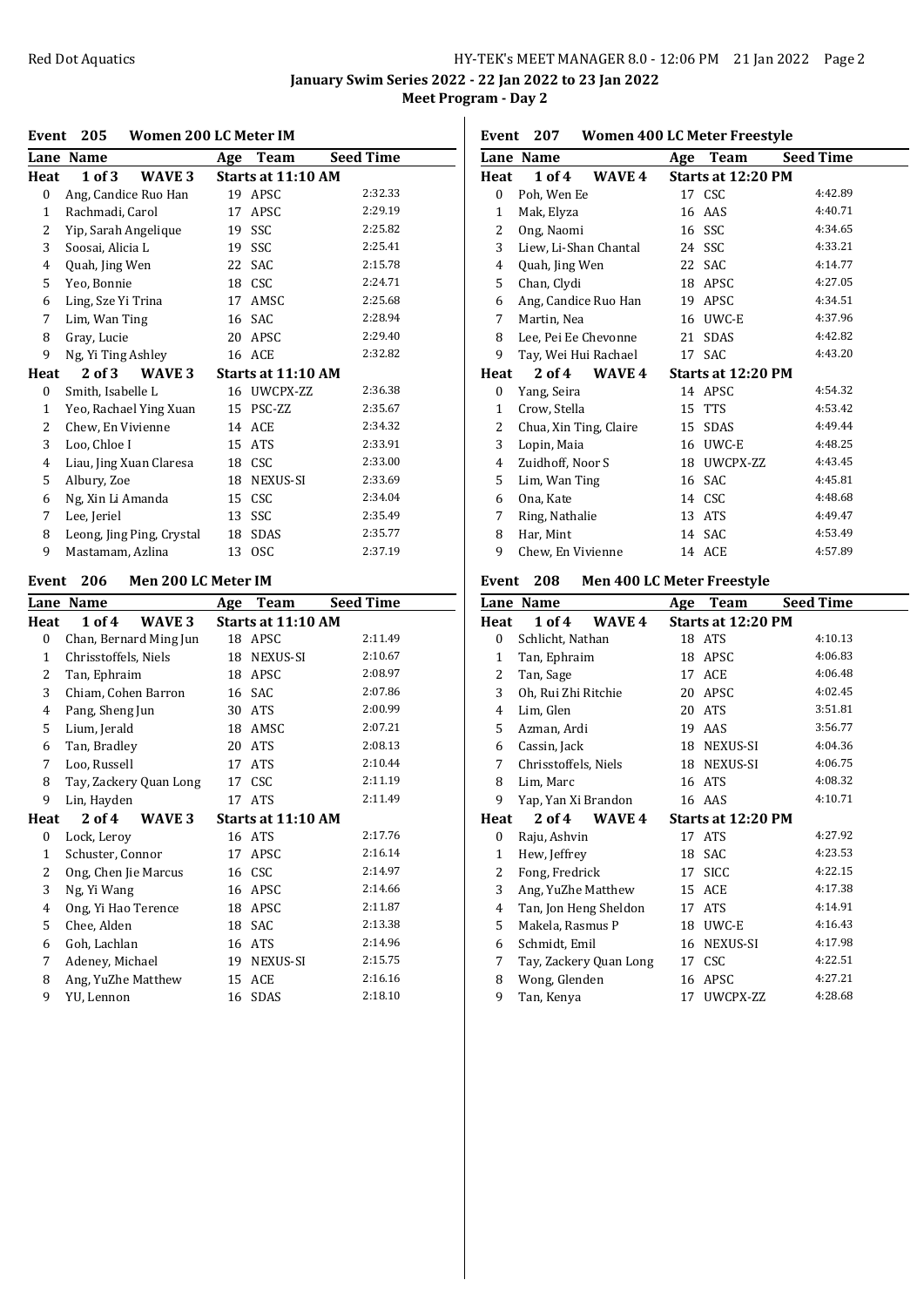**January Swim Series 2022 - 22 Jan 2022 to 23 Jan 2022**
**Meet Program - Day 2**

## Event 205 Women 200 LC Meter IM

| Lane | Name | Age | Team | Seed Time |
|---|---|---|---|---|
| **Heat 1 of 3 WAVE 3** | | **Starts at 11:10 AM** | | |
| 0 | Ang, Candice Ruo Han | 19 | APSC | 2:32.33 |
| 1 | Rachmadi, Carol | 17 | APSC | 2:29.19 |
| 2 | Yip, Sarah Angelique | 19 | SSC | 2:25.82 |
| 3 | Soosai, Alicia L | 19 | SSC | 2:25.41 |
| 4 | Quah, Jing Wen | 22 | SAC | 2:15.78 |
| 5 | Yeo, Bonnie | 18 | CSC | 2:24.71 |
| 6 | Ling, Sze Yi Trina | 17 | AMSC | 2:25.68 |
| 7 | Lim, Wan Ting | 16 | SAC | 2:28.94 |
| 8 | Gray, Lucie | 20 | APSC | 2:29.40 |
| 9 | Ng, Yi Ting Ashley | 16 | ACE | 2:32.82 |
| **Heat 2 of 3 WAVE 3** | | **Starts at 11:10 AM** | | |
| 0 | Smith, Isabelle L | 16 | UWCPX-ZZ | 2:36.38 |
| 1 | Yeo, Rachael Ying Xuan | 15 | PSC-ZZ | 2:35.67 |
| 2 | Chew, En Vivienne | 14 | ACE | 2:34.32 |
| 3 | Loo, Chloe I | 15 | ATS | 2:33.91 |
| 4 | Liau, Jing Xuan Claresa | 18 | CSC | 2:33.00 |
| 5 | Albury, Zoe | 18 | NEXUS-SI | 2:33.69 |
| 6 | Ng, Xin Li Amanda | 15 | CSC | 2:34.04 |
| 7 | Lee, Jeriel | 13 | SSC | 2:35.49 |
| 8 | Leong, Jing Ping, Crystal | 18 | SDAS | 2:35.77 |
| 9 | Mastamam, Azlina | 13 | OSC | 2:37.19 |

## Event 206 Men 200 LC Meter IM

| Lane | Name | Age | Team | Seed Time |
|---|---|---|---|---|
| **Heat 1 of 4 WAVE 3** | | **Starts at 11:10 AM** | | |
| 0 | Chan, Bernard Ming Jun | 18 | APSC | 2:11.49 |
| 1 | Chrisstoffels, Niels | 18 | NEXUS-SI | 2:10.67 |
| 2 | Tan, Ephraim | 18 | APSC | 2:08.97 |
| 3 | Chiam, Cohen Barron | 16 | SAC | 2:07.86 |
| 4 | Pang, Sheng Jun | 30 | ATS | 2:00.99 |
| 5 | Lium, Jerald | 18 | AMSC | 2:07.21 |
| 6 | Tan, Bradley | 20 | ATS | 2:08.13 |
| 7 | Loo, Russell | 17 | ATS | 2:10.44 |
| 8 | Tay, Zackery Quan Long | 17 | CSC | 2:11.19 |
| 9 | Lin, Hayden | 17 | ATS | 2:11.49 |
| **Heat 2 of 4 WAVE 3** | | **Starts at 11:10 AM** | | |
| 0 | Lock, Leroy | 16 | ATS | 2:17.76 |
| 1 | Schuster, Connor | 17 | APSC | 2:16.14 |
| 2 | Ong, Chen Jie Marcus | 16 | CSC | 2:14.97 |
| 3 | Ng, Yi Wang | 16 | APSC | 2:14.66 |
| 4 | Ong, Yi Hao Terence | 18 | APSC | 2:11.87 |
| 5 | Chee, Alden | 18 | SAC | 2:13.38 |
| 6 | Goh, Lachlan | 16 | ATS | 2:14.96 |
| 7 | Adeney, Michael | 19 | NEXUS-SI | 2:15.75 |
| 8 | Ang, YuZhe Matthew | 15 | ACE | 2:16.16 |
| 9 | YU, Lennon | 16 | SDAS | 2:18.10 |

## Event 207 Women 400 LC Meter Freestyle

| Lane | Name | Age | Team | Seed Time |
|---|---|---|---|---|
| **Heat 1 of 4 WAVE 4** | | **Starts at 12:20 PM** | | |
| 0 | Poh, Wen Ee | 17 | CSC | 4:42.89 |
| 1 | Mak, Elyza | 16 | AAS | 4:40.71 |
| 2 | Ong, Naomi | 16 | SSC | 4:34.65 |
| 3 | Liew, Li-Shan Chantal | 24 | SSC | 4:33.21 |
| 4 | Quah, Jing Wen | 22 | SAC | 4:14.77 |
| 5 | Chan, Clydi | 18 | APSC | 4:27.05 |
| 6 | Ang, Candice Ruo Han | 19 | APSC | 4:34.51 |
| 7 | Martin, Nea | 16 | UWC-E | 4:37.96 |
| 8 | Lee, Pei Ee Chevonne | 21 | SDAS | 4:42.82 |
| 9 | Tay, Wei Hui Rachael | 17 | SAC | 4:43.20 |
| **Heat 2 of 4 WAVE 4** | | **Starts at 12:20 PM** | | |
| 0 | Yang, Seira | 14 | APSC | 4:54.32 |
| 1 | Crow, Stella | 15 | TTS | 4:53.42 |
| 2 | Chua, Xin Ting, Claire | 15 | SDAS | 4:49.44 |
| 3 | Lopin, Maia | 16 | UWC-E | 4:48.25 |
| 4 | Zuidhoff, Noor S | 18 | UWCPX-ZZ | 4:43.45 |
| 5 | Lim, Wan Ting | 16 | SAC | 4:45.81 |
| 6 | Ona, Kate | 14 | CSC | 4:48.68 |
| 7 | Ring, Nathalie | 13 | ATS | 4:49.47 |
| 8 | Har, Mint | 14 | SAC | 4:53.49 |
| 9 | Chew, En Vivienne | 14 | ACE | 4:57.89 |

## Event 208 Men 400 LC Meter Freestyle

| Lane | Name | Age | Team | Seed Time |
|---|---|---|---|---|
| **Heat 1 of 4 WAVE 4** | | **Starts at 12:20 PM** | | |
| 0 | Schlicht, Nathan | 18 | ATS | 4:10.13 |
| 1 | Tan, Ephraim | 18 | APSC | 4:06.83 |
| 2 | Tan, Sage | 17 | ACE | 4:06.48 |
| 3 | Oh, Rui Zhi Ritchie | 20 | APSC | 4:02.45 |
| 4 | Lim, Glen | 20 | ATS | 3:51.81 |
| 5 | Azman, Ardi | 19 | AAS | 3:56.77 |
| 6 | Cassin, Jack | 18 | NEXUS-SI | 4:04.36 |
| 7 | Chrisstoffels, Niels | 18 | NEXUS-SI | 4:06.75 |
| 8 | Lim, Marc | 16 | ATS | 4:08.32 |
| 9 | Yap, Yan Xi Brandon | 16 | AAS | 4:10.71 |
| **Heat 2 of 4 WAVE 4** | | **Starts at 12:20 PM** | | |
| 0 | Raju, Ashvin | 17 | ATS | 4:27.92 |
| 1 | Hew, Jeffrey | 18 | SAC | 4:23.53 |
| 2 | Fong, Fredrick | 17 | SICC | 4:22.15 |
| 3 | Ang, YuZhe Matthew | 15 | ACE | 4:17.38 |
| 4 | Tan, Jon Heng Sheldon | 17 | ATS | 4:14.91 |
| 5 | Makela, Rasmus P | 18 | UWC-E | 4:16.43 |
| 6 | Schmidt, Emil | 16 | NEXUS-SI | 4:17.98 |
| 7 | Tay, Zackery Quan Long | 17 | CSC | 4:22.51 |
| 8 | Wong, Glenden | 16 | APSC | 4:27.21 |
| 9 | Tan, Kenya | 17 | UWCPX-ZZ | 4:28.68 |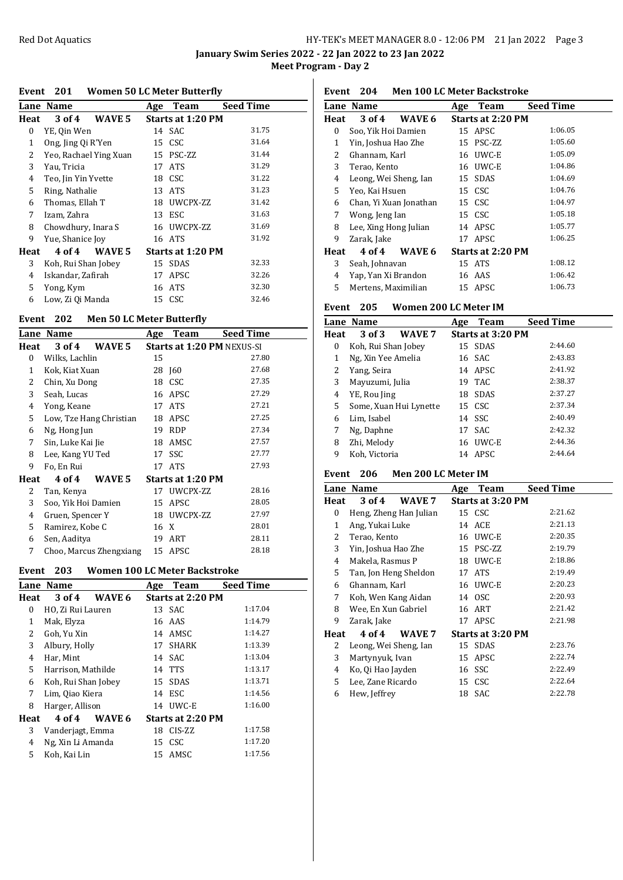January Swim Series 2022 - 22 Jan 2022 to 23 Jan 2022

Meet Program - Day 2

## Event 201 Women 50 LC Meter Butterfly

| Lane | Name | Age | Team | Seed Time |
|---|---|---|---|---|
| **Heat 3 of 4 WAVE 5** | | **Starts at 1:20 PM** | | |
| 0 | YE, Qin Wen | 14 | SAC | 31.75 |
| 1 | Ong, Jing Qi R'Yen | 15 | CSC | 31.64 |
| 2 | Yeo, Rachael Ying Xuan | 15 | PSC-ZZ | 31.44 |
| 3 | Yau, Tricia | 17 | ATS | 31.29 |
| 4 | Teo, Jin Yin Yvette | 18 | CSC | 31.22 |
| 5 | Ring, Nathalie | 13 | ATS | 31.23 |
| 6 | Thomas, Ellah T | 18 | UWCPX-ZZ | 31.42 |
| 7 | Izam, Zahra | 13 | ESC | 31.63 |
| 8 | Chowdhury, Inara S | 16 | UWCPX-ZZ | 31.69 |
| 9 | Yue, Shanice Joy | 16 | ATS | 31.92 |
| **Heat 4 of 4 WAVE 5** | | **Starts at 1:20 PM** | | |
| 3 | Koh, Rui Shan Jobey | 15 | SDAS | 32.33 |
| 4 | Iskandar, Zafirah | 17 | APSC | 32.26 |
| 5 | Yong, Kym | 16 | ATS | 32.30 |
| 6 | Low, Zi Qi Manda | 15 | CSC | 32.46 |

## Event 202 Men 50 LC Meter Butterfly

| Lane | Name | Age | Team | Seed Time |
|---|---|---|---|---|
| **Heat 3 of 4 WAVE 5** | | **Starts at 1:20 PM NEXUS-SI** | | |
| 0 | Wilks, Lachlin | 15 | | 27.80 |
| 1 | Kok, Kiat Xuan | 28 | J60 | 27.68 |
| 2 | Chin, Xu Dong | 18 | CSC | 27.35 |
| 3 | Seah, Lucas | 16 | APSC | 27.29 |
| 4 | Yong, Keane | 17 | ATS | 27.21 |
| 5 | Low, Tze Hang Christian | 18 | APSC | 27.25 |
| 6 | Ng, Hong Jun | 19 | RDP | 27.34 |
| 7 | Sin, Luke Kai Jie | 18 | AMSC | 27.57 |
| 8 | Lee, Kang YU Ted | 17 | SSC | 27.77 |
| 9 | Fo, En Rui | 17 | ATS | 27.93 |
| **Heat 4 of 4 WAVE 5** | | **Starts at 1:20 PM** | | |
| 2 | Tan, Kenya | 17 | UWCPX-ZZ | 28.16 |
| 3 | Soo, Yik Hoi Damien | 15 | APSC | 28.05 |
| 4 | Gruen, Spencer Y | 18 | UWCPX-ZZ | 27.97 |
| 5 | Ramirez, Kobe C | 16 | X | 28.01 |
| 6 | Sen, Aaditya | 19 | ART | 28.11 |
| 7 | Choo, Marcus Zhengxiang | 15 | APSC | 28.18 |

## Event 203 Women 100 LC Meter Backstroke

| Lane | Name | Age | Team | Seed Time |
|---|---|---|---|---|
| **Heat 3 of 4 WAVE 6** | | **Starts at 2:20 PM** | | |
| 0 | HO, Zi Rui Lauren | 13 | SAC | 1:17.04 |
| 1 | Mak, Elyza | 16 | AAS | 1:14.79 |
| 2 | Goh, Yu Xin | 14 | AMSC | 1:14.27 |
| 3 | Albury, Holly | 17 | SHARK | 1:13.39 |
| 4 | Har, Mint | 14 | SAC | 1:13.04 |
| 5 | Harrison, Mathilde | 14 | TTS | 1:13.17 |
| 6 | Koh, Rui Shan Jobey | 15 | SDAS | 1:13.71 |
| 7 | Lim, Qiao Kiera | 14 | ESC | 1:14.56 |
| 8 | Harger, Allison | 14 | UWC-E | 1:16.00 |
| **Heat 4 of 4 WAVE 6** | | **Starts at 2:20 PM** | | |
| 3 | Vanderjagt, Emma | 18 | CIS-ZZ | 1:17.58 |
| 4 | Ng, Xin Li Amanda | 15 | CSC | 1:17.20 |
| 5 | Koh, Kai Lin | 15 | AMSC | 1:17.56 |

## Event 204 Men 100 LC Meter Backstroke

| Lane | Name | Age | Team | Seed Time |
|---|---|---|---|---|
| **Heat 3 of 4 WAVE 6** | | **Starts at 2:20 PM** | | |
| 0 | Soo, Yik Hoi Damien | 15 | APSC | 1:06.05 |
| 1 | Yin, Joshua Hao Zhe | 15 | PSC-ZZ | 1:05.60 |
| 2 | Ghannam, Karl | 16 | UWC-E | 1:05.09 |
| 3 | Terao, Kento | 16 | UWC-E | 1:04.86 |
| 4 | Leong, Wei Sheng, Ian | 15 | SDAS | 1:04.69 |
| 5 | Yeo, Kai Hsuen | 15 | CSC | 1:04.76 |
| 6 | Chan, Yi Xuan Jonathan | 15 | CSC | 1:04.97 |
| 7 | Wong, Jeng Ian | 15 | CSC | 1:05.18 |
| 8 | Lee, Xing Hong Julian | 14 | APSC | 1:05.77 |
| 9 | Zarak, Jake | 17 | APSC | 1:06.25 |
| **Heat 4 of 4 WAVE 6** | | **Starts at 2:20 PM** | | |
| 3 | Seah, Johnavan | 15 | ATS | 1:08.12 |
| 4 | Yap, Yan Xi Brandon | 16 | AAS | 1:06.42 |
| 5 | Mertens, Maximilian | 15 | APSC | 1:06.73 |

## Event 205 Women 200 LC Meter IM

| Lane | Name | Age | Team | Seed Time |
|---|---|---|---|---|
| **Heat 3 of 3 WAVE 7** | | **Starts at 3:20 PM** | | |
| 0 | Koh, Rui Shan Jobey | 15 | SDAS | 2:44.60 |
| 1 | Ng, Xin Yee Amelia | 16 | SAC | 2:43.83 |
| 2 | Yang, Seira | 14 | APSC | 2:41.92 |
| 3 | Mayuzumi, Julia | 19 | TAC | 2:38.37 |
| 4 | YE, Rou Jing | 18 | SDAS | 2:37.27 |
| 5 | Some, Xuan Hui Lynette | 15 | CSC | 2:37.34 |
| 6 | Lim, Isabel | 14 | SSC | 2:40.49 |
| 7 | Ng, Daphne | 17 | SAC | 2:42.32 |
| 8 | Zhi, Melody | 16 | UWC-E | 2:44.36 |
| 9 | Koh, Victoria | 14 | APSC | 2:44.64 |

## Event 206 Men 200 LC Meter IM

| Lane | Name | Age | Team | Seed Time |
|---|---|---|---|---|
| **Heat 3 of 4 WAVE 7** | | **Starts at 3:20 PM** | | |
| 0 | Heng, Zheng Han Julian | 15 | CSC | 2:21.62 |
| 1 | Ang, Yukai Luke | 14 | ACE | 2:21.13 |
| 2 | Terao, Kento | 16 | UWC-E | 2:20.35 |
| 3 | Yin, Joshua Hao Zhe | 15 | PSC-ZZ | 2:19.79 |
| 4 | Makela, Rasmus P | 18 | UWC-E | 2:18.86 |
| 5 | Tan, Jon Heng Sheldon | 17 | ATS | 2:19.49 |
| 6 | Ghannam, Karl | 16 | UWC-E | 2:20.23 |
| 7 | Koh, Wen Kang Aidan | 14 | OSC | 2:20.93 |
| 8 | Wee, En Xun Gabriel | 16 | ART | 2:21.42 |
| 9 | Zarak, Jake | 17 | APSC | 2:21.98 |
| **Heat 4 of 4 WAVE 7** | | **Starts at 3:20 PM** | | |
| 2 | Leong, Wei Sheng, Ian | 15 | SDAS | 2:23.76 |
| 3 | Martynyuk, Ivan | 15 | APSC | 2:22.74 |
| 4 | Ko, Qi Hao Jayden | 16 | SSC | 2:22.49 |
| 5 | Lee, Zane Ricardo | 15 | CSC | 2:22.64 |
| 6 | Hew, Jeffrey | 18 | SAC | 2:22.78 |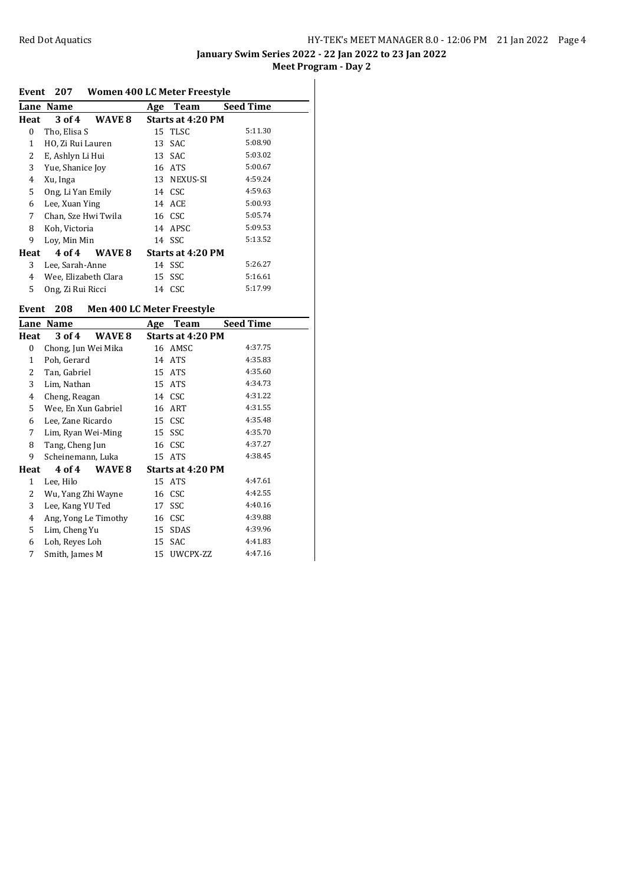**January Swim Series 2022 - 22 Jan 2022 to 23 Jan 2022**

**Meet Program - Day 2**

## Event 207 Women 400 LC Meter Freestyle

| Lane | Name | Age | Team | Seed Time |
|---|---|---|---|---|
| **Heat** | **3 of 4 WAVE 8** | **Starts at 4:20 PM** | | |
| 0 | Tho, Elisa S | 15 | TLSC | 5:11.30 |
| 1 | HO, Zi Rui Lauren | 13 | SAC | 5:08.90 |
| 2 | E, Ashlyn Li Hui | 13 | SAC | 5:03.02 |
| 3 | Yue, Shanice Joy | 16 | ATS | 5:00.67 |
| 4 | Xu, Inga | 13 | NEXUS-SI | 4:59.24 |
| 5 | Ong, Li Yan Emily | 14 | CSC | 4:59.63 |
| 6 | Lee, Xuan Ying | 14 | ACE | 5:00.93 |
| 7 | Chan, Sze Hwi Twila | 16 | CSC | 5:05.74 |
| 8 | Koh, Victoria | 14 | APSC | 5:09.53 |
| 9 | Loy, Min Min | 14 | SSC | 5:13.52 |
| **Heat** | **4 of 4 WAVE 8** | **Starts at 4:20 PM** | | |
| 3 | Lee, Sarah-Anne | 14 | SSC | 5:26.27 |
| 4 | Wee, Elizabeth Clara | 15 | SSC | 5:16.61 |
| 5 | Ong, Zi Rui Ricci | 14 | CSC | 5:17.99 |

## Event 208 Men 400 LC Meter Freestyle

| Lane | Name | Age | Team | Seed Time |
|---|---|---|---|---|
| **Heat** | **3 of 4 WAVE 8** | **Starts at 4:20 PM** | | |
| 0 | Chong, Jun Wei Mika | 16 | AMSC | 4:37.75 |
| 1 | Poh, Gerard | 14 | ATS | 4:35.83 |
| 2 | Tan, Gabriel | 15 | ATS | 4:35.60 |
| 3 | Lim, Nathan | 15 | ATS | 4:34.73 |
| 4 | Cheng, Reagan | 14 | CSC | 4:31.22 |
| 5 | Wee, En Xun Gabriel | 16 | ART | 4:31.55 |
| 6 | Lee, Zane Ricardo | 15 | CSC | 4:35.48 |
| 7 | Lim, Ryan Wei-Ming | 15 | SSC | 4:35.70 |
| 8 | Tang, Cheng Jun | 16 | CSC | 4:37.27 |
| 9 | Scheinemann, Luka | 15 | ATS | 4:38.45 |
| **Heat** | **4 of 4 WAVE 8** | **Starts at 4:20 PM** | | |
| 1 | Lee, Hilo | 15 | ATS | 4:47.61 |
| 2 | Wu, Yang Zhi Wayne | 16 | CSC | 4:42.55 |
| 3 | Lee, Kang YU Ted | 17 | SSC | 4:40.16 |
| 4 | Ang, Yong Le Timothy | 16 | CSC | 4:39.88 |
| 5 | Lim, Cheng Yu | 15 | SDAS | 4:39.96 |
| 6 | Loh, Reyes Loh | 15 | SAC | 4:41.83 |
| 7 | Smith, James M | 15 | UWCPX-ZZ | 4:47.16 |